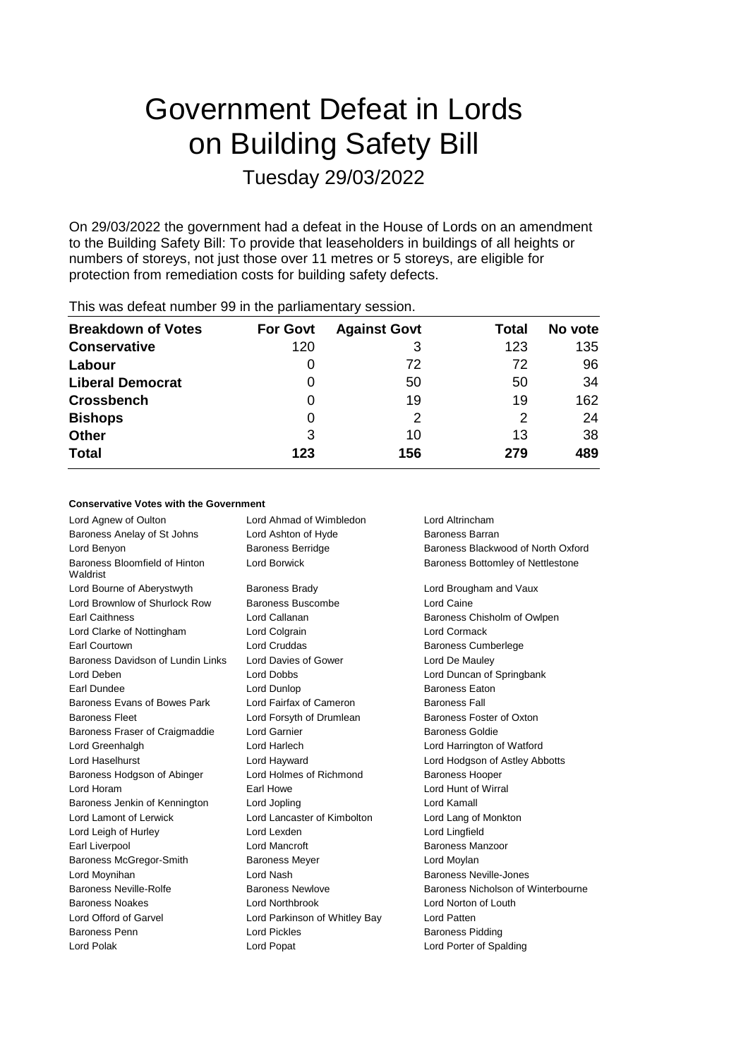# Government Defeat in Lords on Building Safety Bill

Tuesday 29/03/2022

On 29/03/2022 the government had a defeat in the House of Lords on an amendment to the Building Safety Bill: To provide that leaseholders in buildings of all heights or numbers of storeys, not just those over 11 metres or 5 storeys, are eligible for protection from remediation costs for building safety defects.

This was defeat number 99 in the parliamentary session.

| Breakdown of Votes | For Govt | Against Govt | Total | No vote |
|---|---|---|---|---|
| **Conservative** | 120 | 3 | 123 | 135 |
| **Labour** | 0 | 72 | 72 | 96 |
| **Liberal Democrat** | 0 | 50 | 50 | 34 |
| **Crossbench** | 0 | 19 | 19 | 162 |
| **Bishops** | 0 | 2 | 2 | 24 |
| **Other** | 3 | 10 | 13 | 38 |
| **Total** | **123** | **156** | **279** | **489** |

**Conservative Votes with the Government**

| | | |
|---|---|---|
| Lord Agnew of Oulton | Lord Ahmad of Wimbledon | Lord Altrincham |
| Baroness Anelay of St Johns | Lord Ashton of Hyde | Baroness Barran |
| Lord Benyon | Baroness Berridge | Baroness Blackwood of North Oxford |
| Baroness Bloomfield of Hinton Waldrist | Lord Borwick | Baroness Bottomley of Nettlestone |
| Lord Bourne of Aberystwyth | Baroness Brady | Lord Brougham and Vaux |
| Lord Brownlow of Shurlock Row | Baroness Buscombe | Lord Caine |
| Earl Caithness | Lord Callanan | Baroness Chisholm of Owlpen |
| Lord Clarke of Nottingham | Lord Colgrain | Lord Cormack |
| Earl Courtown | Lord Cruddas | Baroness Cumberlege |
| Baroness Davidson of Lundin Links | Lord Davies of Gower | Lord De Mauley |
| Lord Deben | Lord Dobbs | Lord Duncan of Springbank |
| Earl Dundee | Lord Dunlop | Baroness Eaton |
| Baroness Evans of Bowes Park | Lord Fairfax of Cameron | Baroness Fall |
| Baroness Fleet | Lord Forsyth of Drumlean | Baroness Foster of Oxton |
| Baroness Fraser of Craigmaddie | Lord Garnier | Baroness Goldie |
| Lord Greenhalgh | Lord Harlech | Lord Harrington of Watford |
| Lord Haselhurst | Lord Hayward | Lord Hodgson of Astley Abbotts |
| Baroness Hodgson of Abinger | Lord Holmes of Richmond | Baroness Hooper |
| Lord Horam | Earl Howe | Lord Hunt of Wirral |
| Baroness Jenkin of Kennington | Lord Jopling | Lord Kamall |
| Lord Lamont of Lerwick | Lord Lancaster of Kimbolton | Lord Lang of Monkton |
| Lord Leigh of Hurley | Lord Lexden | Lord Lingfield |
| Earl Liverpool | Lord Mancroft | Baroness Manzoor |
| Baroness McGregor-Smith | Baroness Meyer | Lord Moylan |
| Lord Moynihan | Lord Nash | Baroness Neville-Jones |
| Baroness Neville-Rolfe | Baroness Newlove | Baroness Nicholson of Winterbourne |
| Baroness Noakes | Lord Northbrook | Lord Norton of Louth |
| Lord Offord of Garvel | Lord Parkinson of Whitley Bay | Lord Patten |
| Baroness Penn | Lord Pickles | Baroness Pidding |
| Lord Polak | Lord Popat | Lord Porter of Spalding |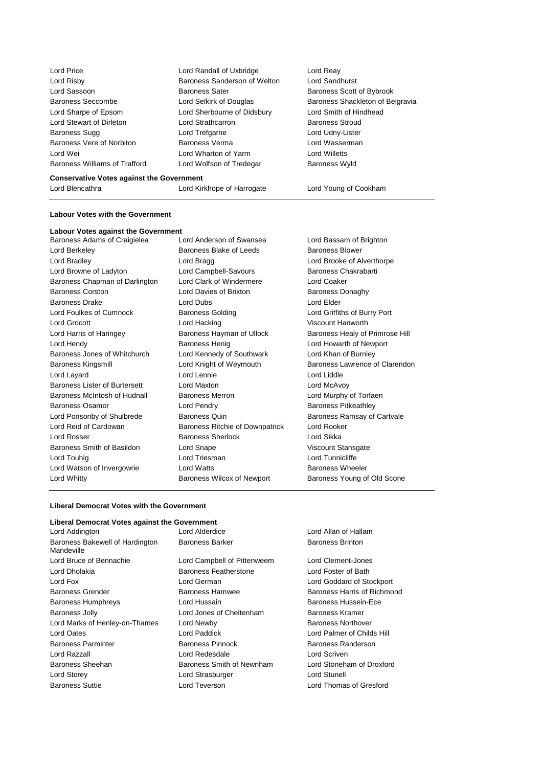| | | |
|---|---|---|
| Lord Price | Lord Randall of Uxbridge | Lord Reay |
| Lord Risby | Baroness Sanderson of Welton | Lord Sandhurst |
| Lord Sassoon | Baroness Sater | Baroness Scott of Bybrook |
| Baroness Seccombe | Lord Selkirk of Douglas | Baroness Shackleton of Belgravia |
| Lord Sharpe of Epsom | Lord Sherbourne of Didsbury | Lord Smith of Hindhead |
| Lord Stewart of Dirleton | Lord Strathcarron | Baroness Stroud |
| Baroness Sugg | Lord Trefgarne | Lord Udny-Lister |
| Baroness Vere of Norbiton | Baroness Verma | Lord Wasserman |
| Lord Wei | Lord Wharton of Yarm | Lord Willetts |
| Baroness Williams of Trafford | Lord Wolfson of Tredegar | Baroness Wyld |

**Conservative Votes against the Government**

| | | |
|---|---|---|
| Lord Blencathra | Lord Kirkhope of Harrogate | Lord Young of Cookham |

**Labour Votes with the Government**

**Labour Votes against the Government**

| | | |
|---|---|---|
| Baroness Adams of Craigielea | Lord Anderson of Swansea | Lord Bassam of Brighton |
| Lord Berkeley | Baroness Blake of Leeds | Baroness Blower |
| Lord Bradley | Lord Bragg | Lord Brooke of Alverthorpe |
| Lord Browne of Ladyton | Lord Campbell-Savours | Baroness Chakrabarti |
| Baroness Chapman of Darlington | Lord Clark of Windermere | Lord Coaker |
| Baroness Corston | Lord Davies of Brixton | Baroness Donaghy |
| Baroness Drake | Lord Dubs | Lord Elder |
| Lord Foulkes of Cumnock | Baroness Golding | Lord Griffiths of Burry Port |
| Lord Grocott | Lord Hacking | Viscount Hanworth |
| Lord Harris of Haringey | Baroness Hayman of Ullock | Baroness Healy of Primrose Hill |
| Lord Hendy | Baroness Henig | Lord Howarth of Newport |
| Baroness Jones of Whitchurch | Lord Kennedy of Southwark | Lord Khan of Burnley |
| Baroness Kingsmill | Lord Knight of Weymouth | Baroness Lawrence of Clarendon |
| Lord Layard | Lord Lennie | Lord Liddle |
| Baroness Lister of Burtersett | Lord Maxton | Lord McAvoy |
| Baroness McIntosh of Hudnall | Baroness Merron | Lord Murphy of Torfaen |
| Baroness Osamor | Lord Pendry | Baroness Pitkeathley |
| Lord Ponsonby of Shulbrede | Baroness Quin | Baroness Ramsay of Cartvale |
| Lord Reid of Cardowan | Baroness Ritchie of Downpatrick | Lord Rooker |
| Lord Rosser | Baroness Sherlock | Lord Sikka |
| Baroness Smith of Basildon | Lord Snape | Viscount Stansgate |
| Lord Touhig | Lord Triesman | Lord Tunnicliffe |
| Lord Watson of Invergowrie | Lord Watts | Baroness Wheeler |
| Lord Whitty | Baroness Wilcox of Newport | Baroness Young of Old Scone |

**Liberal Democrat Votes with the Government**

**Liberal Democrat Votes against the Government**

| | | |
|---|---|---|
| Lord Addington | Lord Alderdice | Lord Allan of Hallam |
| Baroness Bakewell of Hardington Mandeville | Baroness Barker | Baroness Brinton |
| Lord Bruce of Bennachie | Lord Campbell of Pittenweem | Lord Clement-Jones |
| Lord Dholakia | Baroness Featherstone | Lord Foster of Bath |
| Lord Fox | Lord German | Lord Goddard of Stockport |
| Baroness Grender | Baroness Hamwee | Baroness Harris of Richmond |
| Baroness Humphreys | Lord Hussain | Baroness Hussein-Ece |
| Baroness Jolly | Lord Jones of Cheltenham | Baroness Kramer |
| Lord Marks of Henley-on-Thames | Lord Newby | Baroness Northover |
| Lord Oates | Lord Paddick | Lord Palmer of Childs Hill |
| Baroness Parminter | Baroness Pinnock | Baroness Randerson |
| Lord Razzall | Lord Redesdale | Lord Scriven |
| Baroness Sheehan | Baroness Smith of Newnham | Lord Stoneham of Droxford |
| Lord Storey | Lord Strasburger | Lord Stunell |
| Baroness Suttie | Lord Teverson | Lord Thomas of Gresford |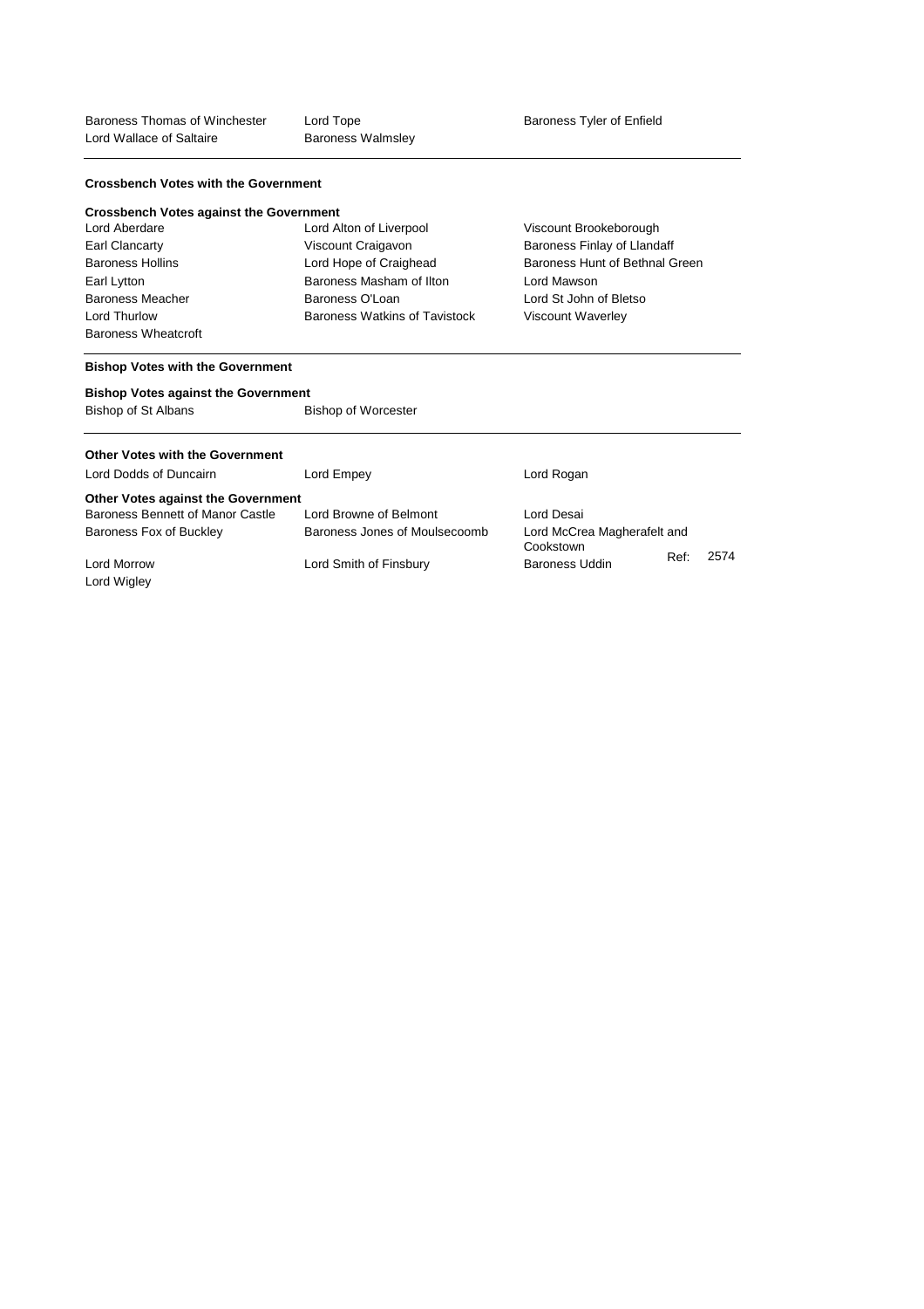Baroness Thomas of Winchester
Lord Tope
Baroness Tyler of Enfield
Lord Wallace of Saltaire
Baroness Walmsley

---

**Crossbench Votes with the Government**

**Crossbench Votes against the Government**

Lord Aberdare
Lord Alton of Liverpool
Viscount Brookeborough
Earl Clancarty
Viscount Craigavon
Baroness Finlay of Llandaff
Baroness Hollins
Lord Hope of Craighead
Baroness Hunt of Bethnal Green
Earl Lytton
Baroness Masham of Ilton
Lord Mawson
Baroness Meacher
Baroness O'Loan
Lord St John of Bletso
Lord Thurlow
Baroness Watkins of Tavistock
Viscount Waverley
Baroness Wheatcroft

---

**Bishop Votes with the Government**

**Bishop Votes against the Government**

Bishop of St Albans
Bishop of Worcester

---

**Other Votes with the Government**

Lord Dodds of Duncairn
Lord Empey
Lord Rogan

**Other Votes against the Government**

Baroness Bennett of Manor Castle
Lord Browne of Belmont
Lord Desai
Baroness Fox of Buckley
Baroness Jones of Moulsecoomb
Lord McCrea Magherafelt and Cookstown
Lord Morrow
Lord Smith of Finsbury
Baroness Uddin
Lord Wigley

Ref: 2574